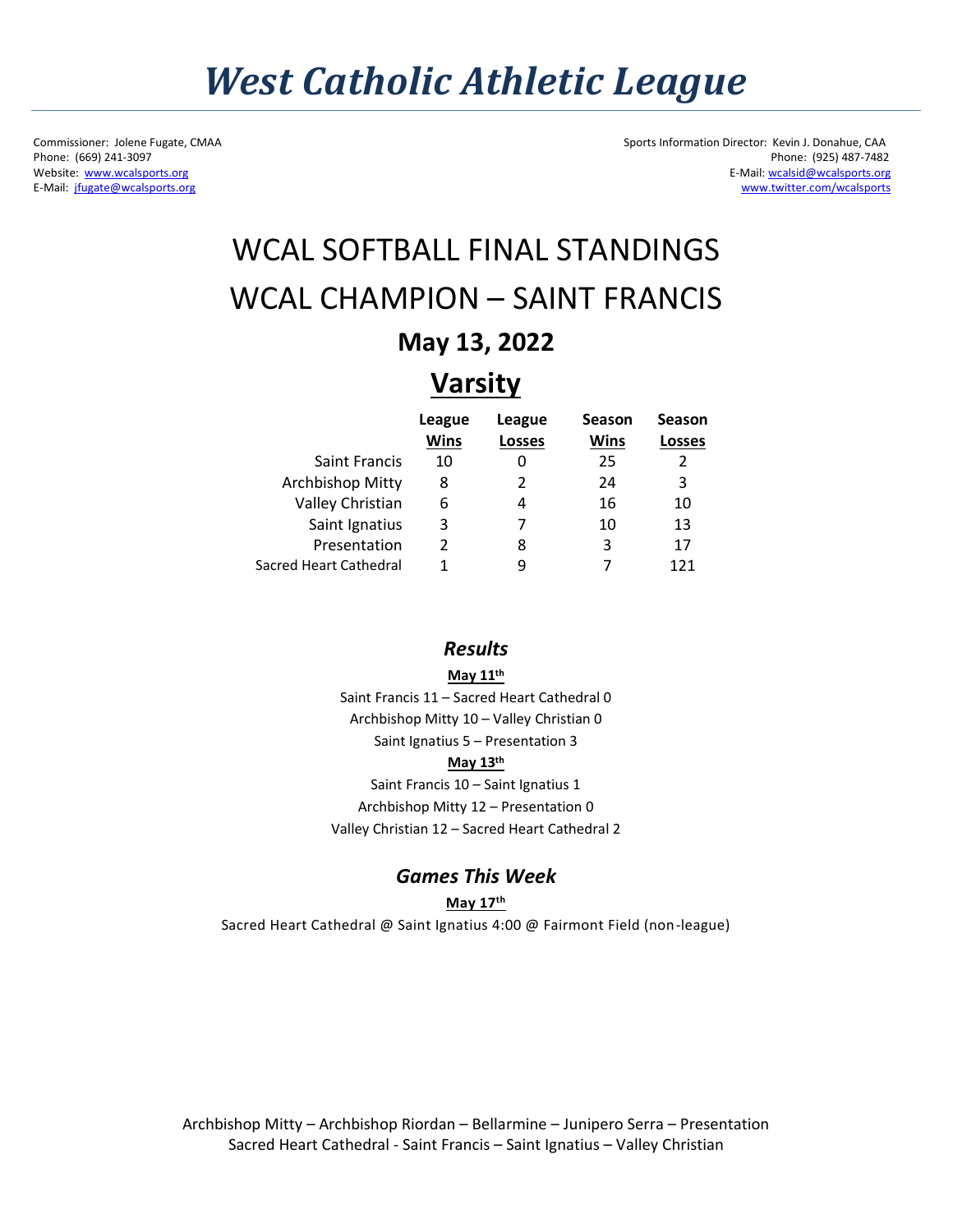# *West Catholic Athletic League*

Commissioner: Jolene Fugate, CMAA
Phone: (669) 241-3097
Website: www.wcalsports.org
E-Mail: jfugate@wcalsports.org

Sports Information Director: Kevin J. Donahue, CAA
Phone: (925) 487-7482
E-Mail: wcalsid@wcalsports.org
www.twitter.com/wcalsports

# WCAL SOFTBALL FINAL STANDINGS

# WCAL CHAMPION – SAINT FRANCIS

## May 13, 2022

## Varsity

| | League Wins | League Losses | Season Wins | Season Losses |
|---|---|---|---|---|
| Saint Francis | 10 | 0 | 25 | 2 |
| Archbishop Mitty | 8 | 2 | 24 | 3 |
| Valley Christian | 6 | 4 | 16 | 10 |
| Saint Ignatius | 3 | 7 | 10 | 13 |
| Presentation | 2 | 8 | 3 | 17 |
| Sacred Heart Cathedral | 1 | 9 | 7 | 121 |

### *Results*

**May 11th**

Saint Francis 11 – Sacred Heart Cathedral 0
Archbishop Mitty 10 – Valley Christian 0
Saint Ignatius 5 – Presentation 3

**May 13th**

Saint Francis 10 – Saint Ignatius 1
Archbishop Mitty 12 – Presentation 0
Valley Christian 12 – Sacred Heart Cathedral 2

### *Games This Week*

**May 17th**

Sacred Heart Cathedral @ Saint Ignatius 4:00 @ Fairmont Field (non-league)

Archbishop Mitty – Archbishop Riordan – Bellarmine – Junipero Serra – Presentation
Sacred Heart Cathedral - Saint Francis – Saint Ignatius – Valley Christian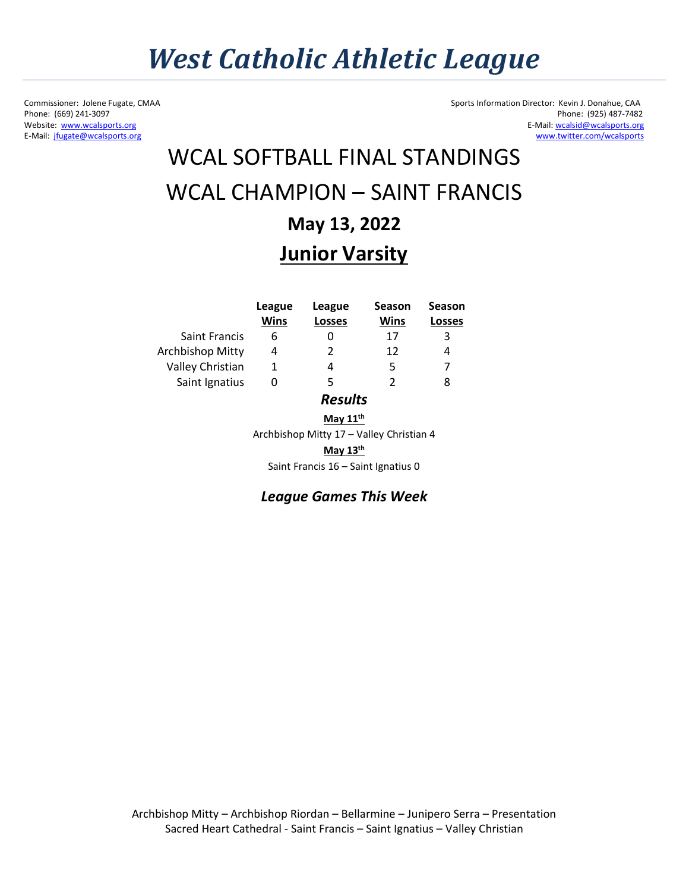# *West Catholic Athletic League*

Commissioner: Jolene Fugate, CMAA
Phone: (669) 241-3097
Website: www.wcalsports.org
E-Mail: jfugate@wcalsports.org

Sports Information Director: Kevin J. Donahue, CAA
Phone: (925) 487-7482
E-Mail: wcalsid@wcalsports.org
www.twitter.com/wcalsports

# WCAL SOFTBALL FINAL STANDINGS

# WCAL CHAMPION – SAINT FRANCIS

## May 13, 2022

## Junior Varsity

| | League Wins | League Losses | Season Wins | Season Losses |
|---|---|---|---|---|
| Saint Francis | 6 | 0 | 17 | 3 |
| Archbishop Mitty | 4 | 2 | 12 | 4 |
| Valley Christian | 1 | 4 | 5 | 7 |
| Saint Ignatius | 0 | 5 | 2 | 8 |

### *Results*

**May 11th**

Archbishop Mitty 17 – Valley Christian 4

**May 13th**

Saint Francis 16 – Saint Ignatius 0

### *League Games This Week*

Archbishop Mitty – Archbishop Riordan – Bellarmine – Junipero Serra – Presentation
Sacred Heart Cathedral - Saint Francis – Saint Ignatius – Valley Christian